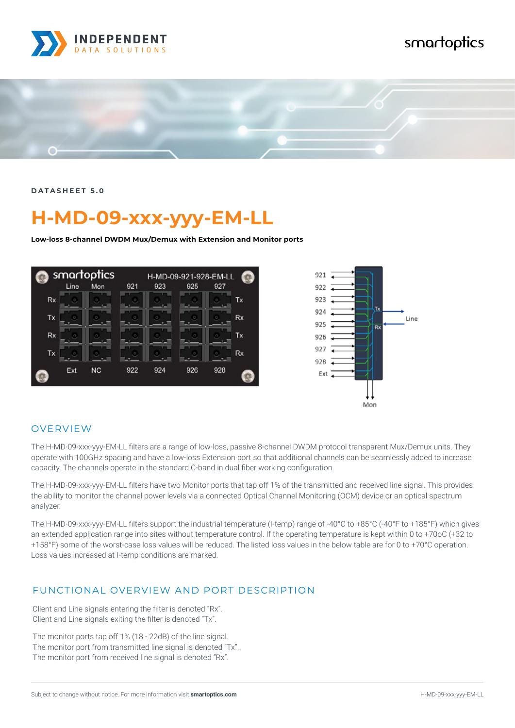DATASHEET 5.0

# H-MD-09-xxx-yyy-EM-LL

**Low-loss 8-channel DWDM Mux/Demux with Extension and Monitor ports**

## OVERVIEW

The H-MD-09-xxx-yyy-EM-LL filters are a range of low-loss, passive 8-channel DWDM protocol transparent Mux/Demux units. They operate with 100GHz spacing and have a low-loss Extension port so that additional channels can be seamlessly added to increase capacity. The channels operate in the standard C-band in dual fiber working configuration.

The H-MD-09-xxx-yyy-EM-LL filters have two Monitor ports that tap off 1% of the transmitted and received line signal. This provides the ability to monitor the channel power levels via a connected Optical Channel Monitoring (OCM) device or an optical spectrum analyzer.

The H-MD-09-xxx-yyy-EM-LL filters support the industrial temperature (I-temp) range of -40°C to +85°C (-40°F to +185°F) which gives an extended application range into sites without temperature control. If the operating temperature is kept within 0 to +70oC (+32 to +158°F) some of the worst-case loss values will be reduced. The listed loss values in the below table are for 0 to +70°C operation. Loss values increased at I-temp conditions are marked.

## FUNCTIONAL OVERVIEW AND PORT DESCRIPTION

Client and Line signals entering the filter is denoted "Rx".
Client and Line signals exiting the filter is denoted "Tx".

The monitor ports tap off 1% (18 - 22dB) of the line signal.
The monitor port from transmitted line signal is denoted "Tx".
The monitor port from received line signal is denoted "Rx".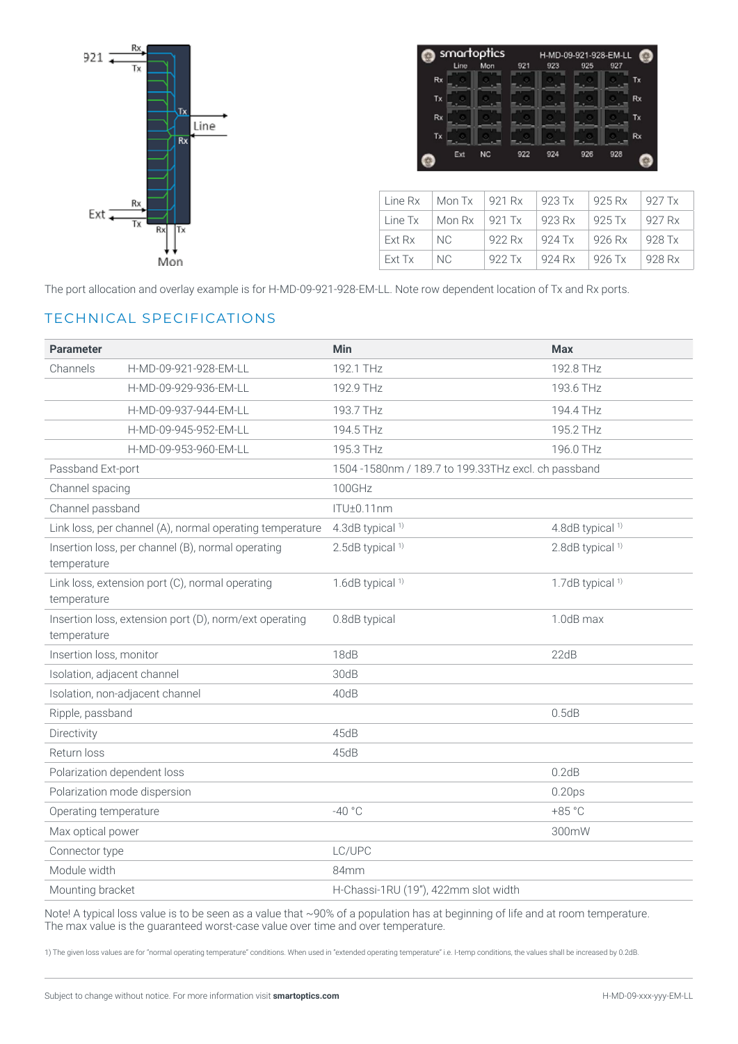| Line Rx | Mon Tx | 921 Rx | 923 Tx | 925 Rx | 927 Tx |
|---|---|---|---|---|---|
| Line Tx | Mon Rx | 921 Tx | 923 Rx | 925 Tx | 927 Rx |
| Ext Rx | NC | 922 Rx | 924 Tx | 926 Rx | 928 Tx |
| Ext Tx | NC | 922 Tx | 924 Rx | 926 Tx | 928 Rx |

The port allocation and overlay example is for H-MD-09-921-928-EM-LL. Note row dependent location of Tx and Rx ports.

## TECHNICAL SPECIFICATIONS

| Parameter | | Min | Max |
|---|---|---|---|
| Channels | H-MD-09-921-928-EM-LL | 192.1 THz | 192.8 THz |
| | H-MD-09-929-936-EM-LL | 192.9 THz | 193.6 THz |
| | H-MD-09-937-944-EM-LL | 193.7 THz | 194.4 THz |
| | H-MD-09-945-952-EM-LL | 194.5 THz | 195.2 THz |
| | H-MD-09-953-960-EM-LL | 195.3 THz | 196.0 THz |
| Passband Ext-port | | 1504 -1580nm / 189.7 to 199.33THz excl. ch passband | |
| Channel spacing | | 100GHz | |
| Channel passband | | ITU±0.11nm | |
| Link loss, per channel (A), normal operating temperature | | 4.3dB typical [1] | 4.8dB typical [1] |
| Insertion loss, per channel (B), normal operating temperature | | 2.5dB typical [1] | 2.8dB typical [1] |
| Link loss, extension port (C), normal operating temperature | | 1.6dB typical [1] | 1.7dB typical [1] |
| Insertion loss, extension port (D), norm/ext operating temperature | | 0.8dB typical | 1.0dB max |
| Insertion loss, monitor | | 18dB | 22dB |
| Isolation, adjacent channel | | 30dB | |
| Isolation, non-adjacent channel | | 40dB | |
| Ripple, passband | | | 0.5dB |
| Directivity | | 45dB | |
| Return loss | | 45dB | |
| Polarization dependent loss | | | 0.2dB |
| Polarization mode dispersion | | | 0.20ps |
| Operating temperature | | -40 °C | +85 °C |
| Max optical power | | | 300mW |
| Connector type | | LC/UPC | |
| Module width | | 84mm | |
| Mounting bracket | | H-Chassi-1RU (19"), 422mm slot width | |

Note! A typical loss value is to be seen as a value that ~90% of a population has at beginning of life and at room temperature. The max value is the guaranteed worst-case value over time and over temperature.

1) The given loss values are for "normal operating temperature" conditions. When used in "extended operating temperature" i.e. I-temp conditions, the values shall be increased by 0.2dB.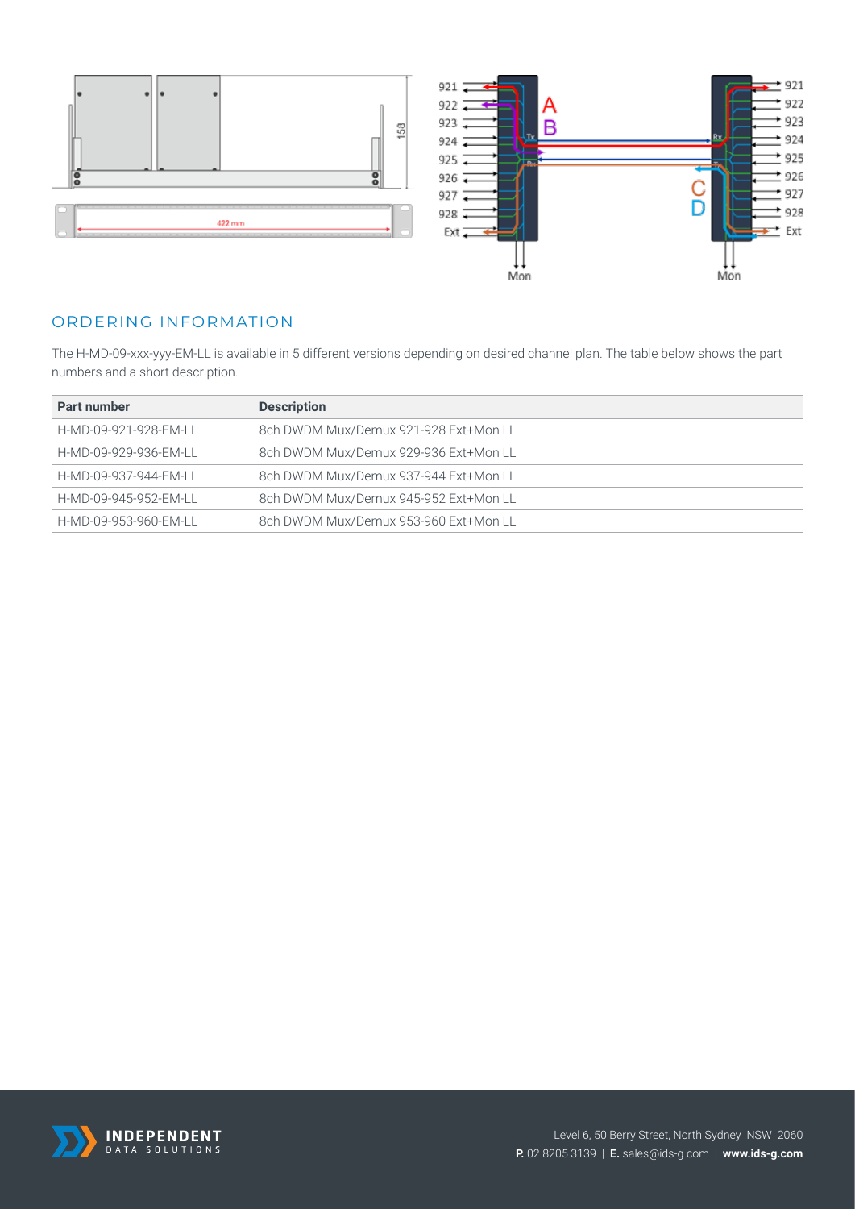422 mm

158

921
922
923
924
925
926
927
928
Ext

A
B
Tx
Rx

C
D
Rx
Tx

921
922
923
924
925
926
927
928
Ext

Mon

Mon

## ORDERING INFORMATION

The H-MD-09-xxx-yyy-EM-LL is available in 5 different versions depending on desired channel plan. The table below shows the part numbers and a short description.

| Part number | Description |
|---|---|
| H-MD-09-921-928-EM-LL | 8ch DWDM Mux/Demux 921-928 Ext+Mon LL |
| H-MD-09-929-936-EM-LL | 8ch DWDM Mux/Demux 929-936 Ext+Mon LL |
| H-MD-09-937-944-EM-LL | 8ch DWDM Mux/Demux 937-944 Ext+Mon LL |
| H-MD-09-945-952-EM-LL | 8ch DWDM Mux/Demux 945-952 Ext+Mon LL |
| H-MD-09-953-960-EM-LL | 8ch DWDM Mux/Demux 953-960 Ext+Mon LL |

INDEPENDENT DATA SOLUTIONS

Level 6, 50 Berry Street, North Sydney NSW 2060
**P.** 02 8205 3139 | **E.** sales@ids-g.com | **www.ids-g.com**